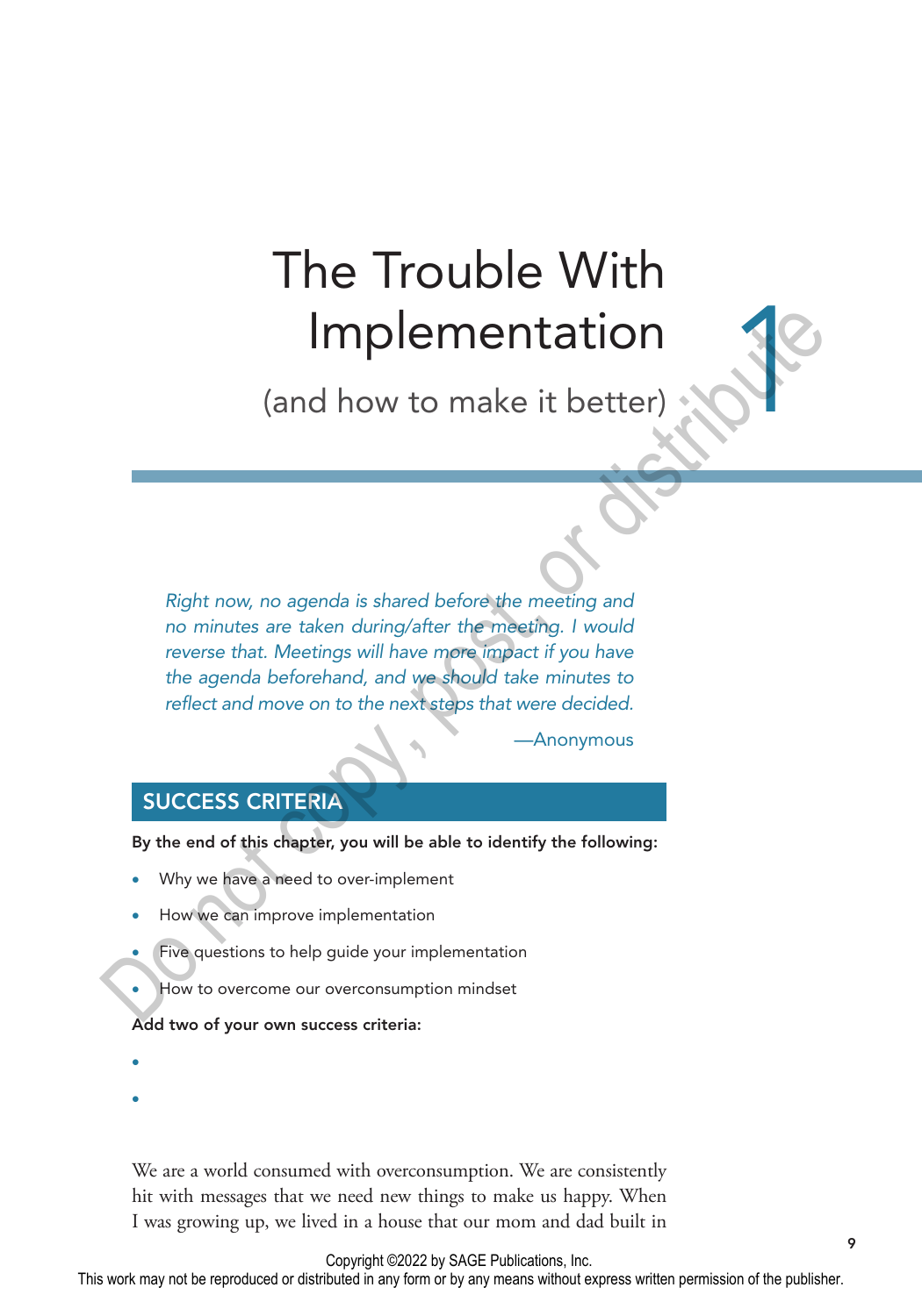# 1 The Trouble With Implementation

## (and how to make it better)

*Right now, no agenda is shared before the meeting and no minutes are taken during/after the meeting. I would reverse that. Meetings will have more impact if you have the agenda beforehand, and we should take minutes to reflect and move on to the next steps that were decided.*

—Anonymous

## SUCCESS CRITERIA

**By the end of this chapter, you will be able to identify the following:**

- Why we have a need to over-implement
- How we can improve implementation
- Five questions to help guide your implementation
- How to overcome our overconsumption mindset

**Add two of your own success criteria:**

- 
- 

We are a world consumed with overconsumption. We are consistently hit with messages that we need new things to make us happy. When I was growing up, we lived in a house that our mom and dad built in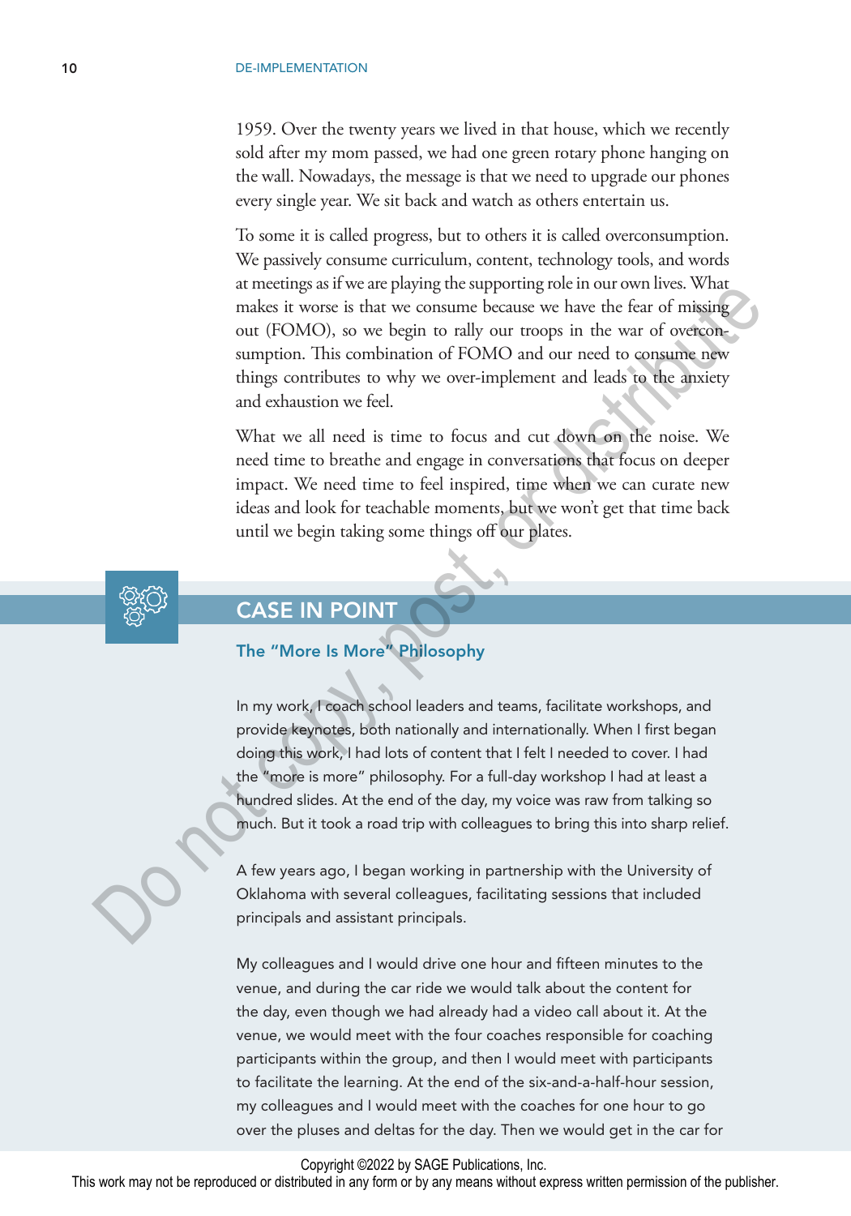1959. Over the twenty years we lived in that house, which we recently sold after my mom passed, we had one green rotary phone hanging on the wall. Nowadays, the message is that we need to upgrade our phones every single year. We sit back and watch as others entertain us.

To some it is called progress, but to others it is called overconsumption. We passively consume curriculum, content, technology tools, and words at meetings as if we are playing the supporting role in our own lives. What makes it worse is that we consume because we have the fear of missing out (FOMO), so we begin to rally our troops in the war of overconsumption. This combination of FOMO and our need to consume new things contributes to why we over-implement and leads to the anxiety and exhaustion we feel.

What we all need is time to focus and cut down on the noise. We need time to breathe and engage in conversations that focus on deeper impact. We need time to feel inspired, time when we can curate new ideas and look for teachable moments, but we won't get that time back until we begin taking some things off our plates.

## CASE IN POINT

### The "More Is More" Philosophy

In my work, I coach school leaders and teams, facilitate workshops, and provide keynotes, both nationally and internationally. When I first began doing this work, I had lots of content that I felt I needed to cover. I had the "more is more" philosophy. For a full-day workshop I had at least a hundred slides. At the end of the day, my voice was raw from talking so much. But it took a road trip with colleagues to bring this into sharp relief.

A few years ago, I began working in partnership with the University of Oklahoma with several colleagues, facilitating sessions that included principals and assistant principals.

My colleagues and I would drive one hour and fifteen minutes to the venue, and during the car ride we would talk about the content for the day, even though we had already had a video call about it. At the venue, we would meet with the four coaches responsible for coaching participants within the group, and then I would meet with participants to facilitate the learning. At the end of the six-and-a-half-hour session, my colleagues and I would meet with the coaches for one hour to go over the pluses and deltas for the day. Then we would get in the car for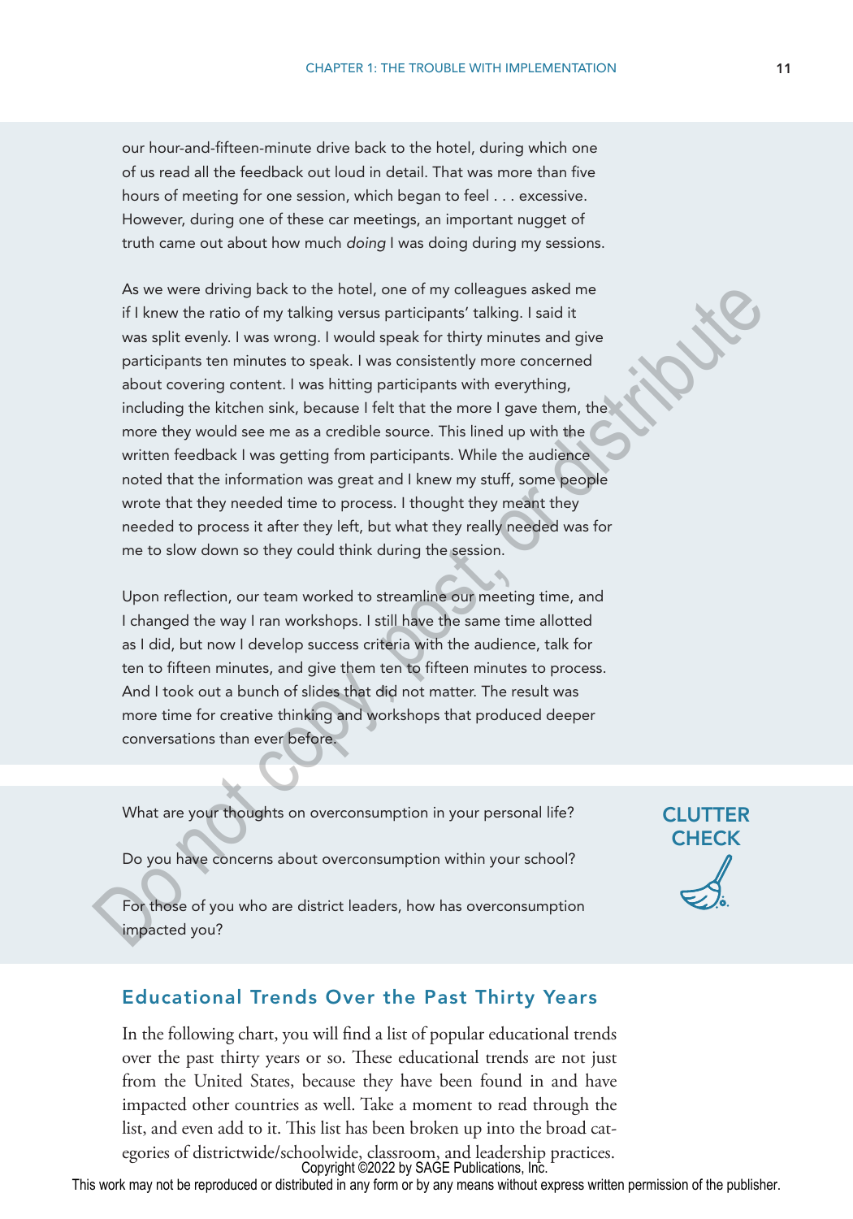our hour-and-fifteen-minute drive back to the hotel, during which one of us read all the feedback out loud in detail. That was more than five hours of meeting for one session, which began to feel . . . excessive. However, during one of these car meetings, an important nugget of truth came out about how much *doing* I was doing during my sessions.

As we were driving back to the hotel, one of my colleagues asked me if I knew the ratio of my talking versus participants' talking. I said it was split evenly. I was wrong. I would speak for thirty minutes and give participants ten minutes to speak. I was consistently more concerned about covering content. I was hitting participants with everything, including the kitchen sink, because I felt that the more I gave them, the more they would see me as a credible source. This lined up with the written feedback I was getting from participants. While the audience noted that the information was great and I knew my stuff, some people wrote that they needed time to process. I thought they meant they needed to process it after they left, but what they really needed was for me to slow down so they could think during the session.

Upon reflection, our team worked to streamline our meeting time, and I changed the way I ran workshops. I still have the same time allotted as I did, but now I develop success criteria with the audience, talk for ten to fifteen minutes, and give them ten to fifteen minutes to process. And I took out a bunch of slides that did not matter. The result was more time for creative thinking and workshops that produced deeper conversations than ever before.

**CLUTTER CHECK**

What are your thoughts on overconsumption in your personal life?

Do you have concerns about overconsumption within your school?

For those of you who are district leaders, how has overconsumption impacted you?

## Educational Trends Over the Past Thirty Years

In the following chart, you will find a list of popular educational trends over the past thirty years or so. These educational trends are not just from the United States, because they have been found in and have impacted other countries as well. Take a moment to read through the list, and even add to it. This list has been broken up into the broad categories of districtwide/schoolwide, classroom, and leadership practices.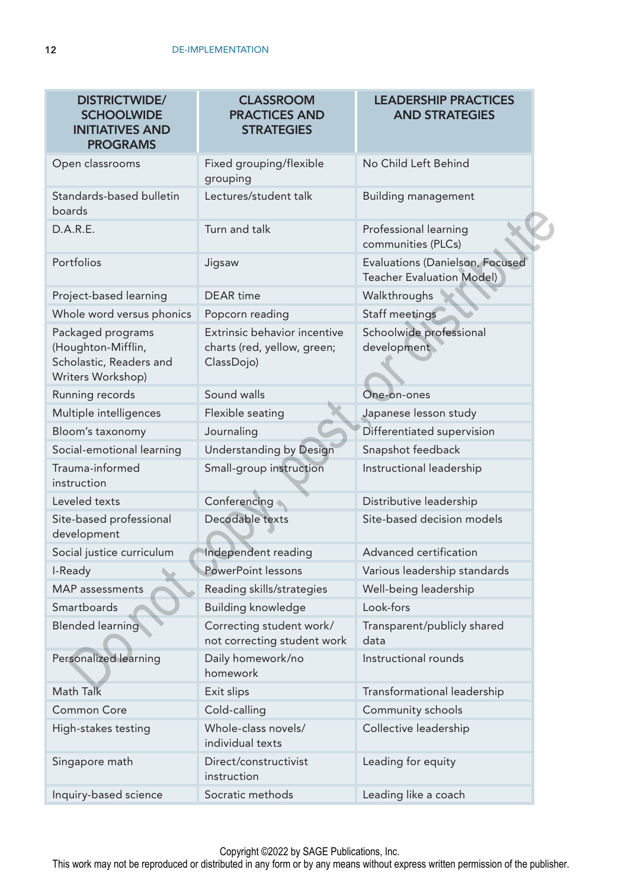| DISTRICTWIDE/ SCHOOLWIDE INITIATIVES AND PROGRAMS | CLASSROOM PRACTICES AND STRATEGIES | LEADERSHIP PRACTICES AND STRATEGIES |
|---|---|---|
| Open classrooms | Fixed grouping/flexible grouping | No Child Left Behind |
| Standards-based bulletin boards | Lectures/student talk | Building management |
| D.A.R.E. | Turn and talk | Professional learning communities (PLCs) |
| Portfolios | Jigsaw | Evaluations (Danielson, Focused Teacher Evaluation Model) |
| Project-based learning | DEAR time | Walkthroughs |
| Whole word versus phonics | Popcorn reading | Staff meetings |
| Packaged programs (Houghton-Mifflin, Scholastic, Readers and Writers Workshop) | Extrinsic behavior incentive charts (red, yellow, green; ClassDojo) | Schoolwide professional development |
| Running records | Sound walls | One-on-ones |
| Multiple intelligences | Flexible seating | Japanese lesson study |
| Bloom's taxonomy | Journaling | Differentiated supervision |
| Social-emotional learning | Understanding by Design | Snapshot feedback |
| Trauma-informed instruction | Small-group instruction | Instructional leadership |
| Leveled texts | Conferencing | Distributive leadership |
| Site-based professional development | Decodable texts | Site-based decision models |
| Social justice curriculum | Independent reading | Advanced certification |
| I-Ready | PowerPoint lessons | Various leadership standards |
| MAP assessments | Reading skills/strategies | Well-being leadership |
| Smartboards | Building knowledge | Look-fors |
| Blended learning | Correcting student work/ not correcting student work | Transparent/publicly shared data |
| Personalized learning | Daily homework/no homework | Instructional rounds |
| Math Talk | Exit slips | Transformational leadership |
| Common Core | Cold-calling | Community schools |
| High-stakes testing | Whole-class novels/ individual texts | Collective leadership |
| Singapore math | Direct/constructivist instruction | Leading for equity |
| Inquiry-based science | Socratic methods | Leading like a coach |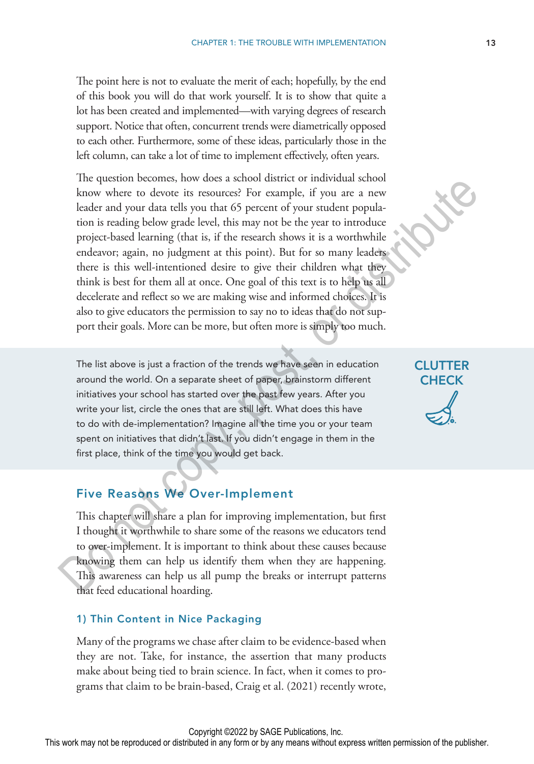The point here is not to evaluate the merit of each; hopefully, by the end of this book you will do that work yourself. It is to show that quite a lot has been created and implemented—with varying degrees of research support. Notice that often, concurrent trends were diametrically opposed to each other. Furthermore, some of these ideas, particularly those in the left column, can take a lot of time to implement effectively, often years.

The question becomes, how does a school district or individual school know where to devote its resources? For example, if you are a new leader and your data tells you that 65 percent of your student population is reading below grade level, this may not be the year to introduce project-based learning (that is, if the research shows it is a worthwhile endeavor; again, no judgment at this point). But for so many leaders there is this well-intentioned desire to give their children what they think is best for them all at once. One goal of this text is to help us all decelerate and reflect so we are making wise and informed choices. It is also to give educators the permission to say no to ideas that do not support their goals. More can be more, but often more is simply too much.

> **CLUTTER CHECK**
>
> The list above is just a fraction of the trends we have seen in education around the world. On a separate sheet of paper, brainstorm different initiatives your school has started over the past few years. After you write your list, circle the ones that are still left. What does this have to do with de-implementation? Imagine all the time you or your team spent on initiatives that didn't last. If you didn't engage in them in the first place, think of the time you would get back.

## Five Reasons We Over-Implement

This chapter will share a plan for improving implementation, but first I thought it worthwhile to share some of the reasons we educators tend to over-implement. It is important to think about these causes because knowing them can help us identify them when they are happening. This awareness can help us all pump the breaks or interrupt patterns that feed educational hoarding.

### 1) Thin Content in Nice Packaging

Many of the programs we chase after claim to be evidence-based when they are not. Take, for instance, the assertion that many products make about being tied to brain science. In fact, when it comes to programs that claim to be brain-based, Craig et al. (2021) recently wrote,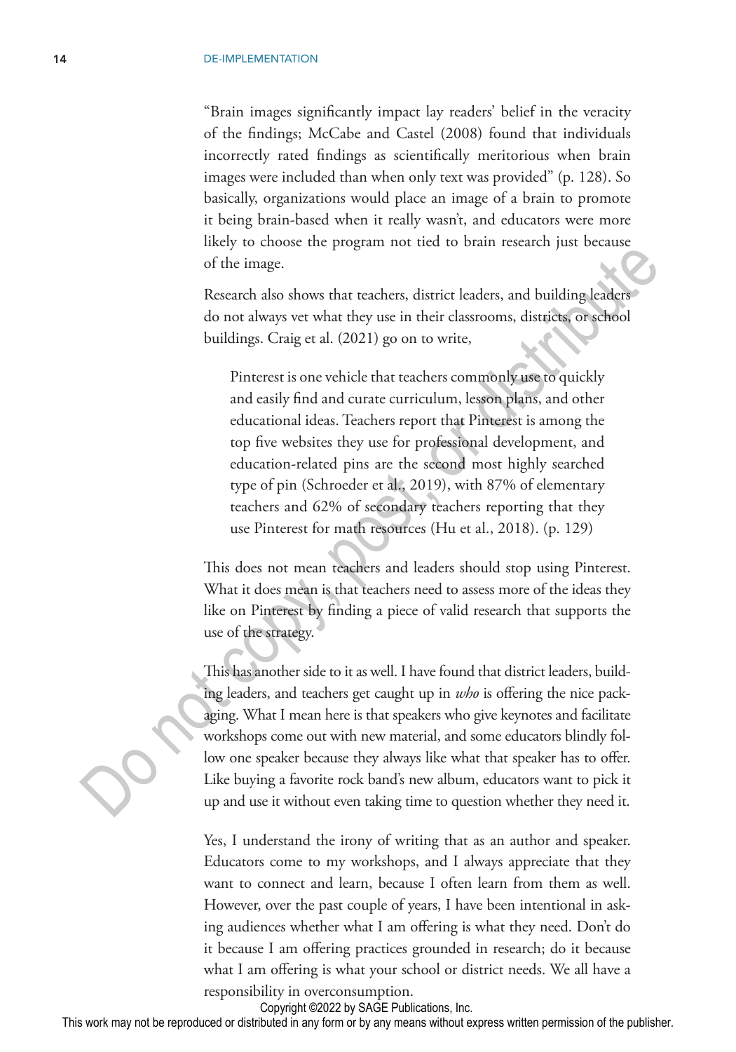"Brain images significantly impact lay readers' belief in the veracity of the findings; McCabe and Castel (2008) found that individuals incorrectly rated findings as scientifically meritorious when brain images were included than when only text was provided" (p. 128). So basically, organizations would place an image of a brain to promote it being brain-based when it really wasn't, and educators were more likely to choose the program not tied to brain research just because of the image.

Research also shows that teachers, district leaders, and building leaders do not always vet what they use in their classrooms, districts, or school buildings. Craig et al. (2021) go on to write,

> Pinterest is one vehicle that teachers commonly use to quickly and easily find and curate curriculum, lesson plans, and other educational ideas. Teachers report that Pinterest is among the top five websites they use for professional development, and education-related pins are the second most highly searched type of pin (Schroeder et al., 2019), with 87% of elementary teachers and 62% of secondary teachers reporting that they use Pinterest for math resources (Hu et al., 2018). (p. 129)

This does not mean teachers and leaders should stop using Pinterest. What it does mean is that teachers need to assess more of the ideas they like on Pinterest by finding a piece of valid research that supports the use of the strategy.

This has another side to it as well. I have found that district leaders, building leaders, and teachers get caught up in *who* is offering the nice packaging. What I mean here is that speakers who give keynotes and facilitate workshops come out with new material, and some educators blindly follow one speaker because they always like what that speaker has to offer. Like buying a favorite rock band's new album, educators want to pick it up and use it without even taking time to question whether they need it.

Yes, I understand the irony of writing that as an author and speaker. Educators come to my workshops, and I always appreciate that they want to connect and learn, because I often learn from them as well. However, over the past couple of years, I have been intentional in asking audiences whether what I am offering is what they need. Don't do it because I am offering practices grounded in research; do it because what I am offering is what your school or district needs. We all have a responsibility in overconsumption.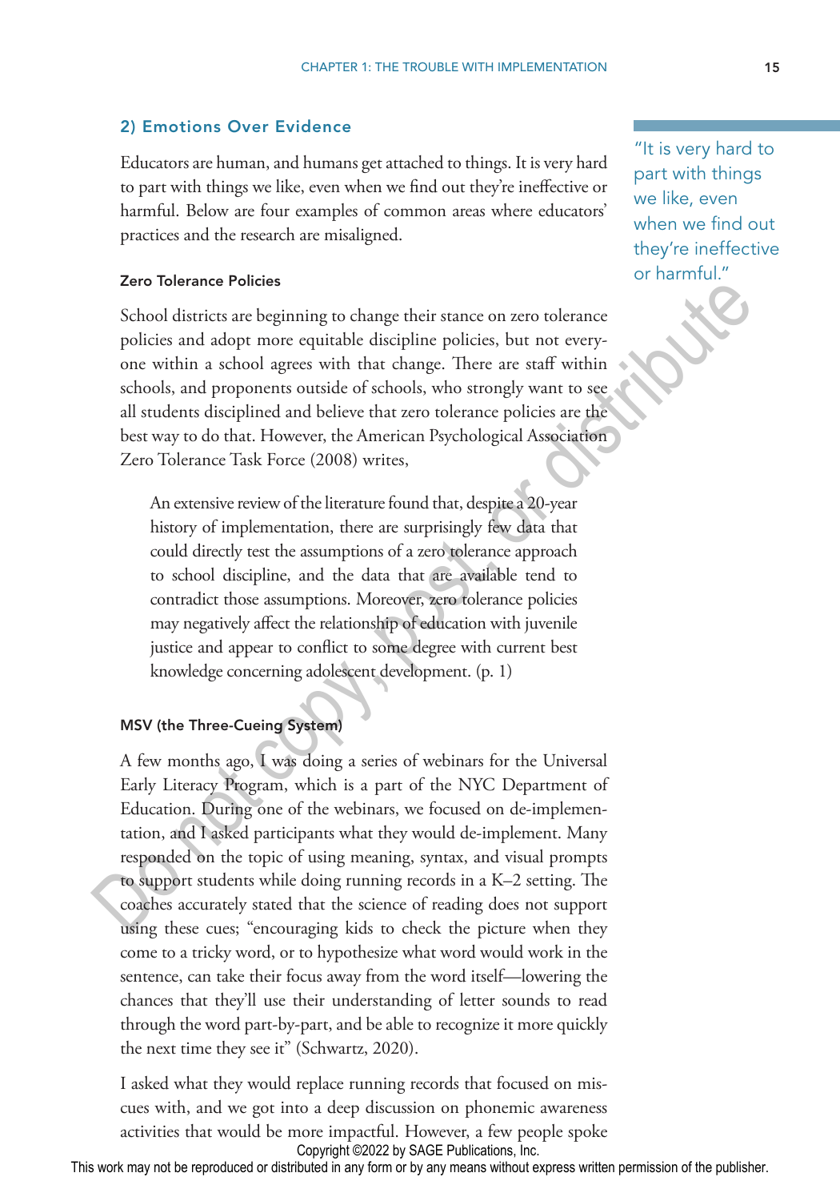## 2) Emotions Over Evidence

Educators are human, and humans get attached to things. It is very hard to part with things we like, even when we find out they're ineffective or harmful. Below are four examples of common areas where educators' practices and the research are misaligned.

"It is very hard to part with things we like, even when we find out they're ineffective or harmful."

### Zero Tolerance Policies

School districts are beginning to change their stance on zero tolerance policies and adopt more equitable discipline policies, but not everyone within a school agrees with that change. There are staff within schools, and proponents outside of schools, who strongly want to see all students disciplined and believe that zero tolerance policies are the best way to do that. However, the American Psychological Association Zero Tolerance Task Force (2008) writes,

> An extensive review of the literature found that, despite a 20-year history of implementation, there are surprisingly few data that could directly test the assumptions of a zero tolerance approach to school discipline, and the data that are available tend to contradict those assumptions. Moreover, zero tolerance policies may negatively affect the relationship of education with juvenile justice and appear to conflict to some degree with current best knowledge concerning adolescent development. (p. 1)

### MSV (the Three-Cueing System)

A few months ago, I was doing a series of webinars for the Universal Early Literacy Program, which is a part of the NYC Department of Education. During one of the webinars, we focused on de-implementation, and I asked participants what they would de-implement. Many responded on the topic of using meaning, syntax, and visual prompts to support students while doing running records in a K–2 setting. The coaches accurately stated that the science of reading does not support using these cues; "encouraging kids to check the picture when they come to a tricky word, or to hypothesize what word would work in the sentence, can take their focus away from the word itself—lowering the chances that they'll use their understanding of letter sounds to read through the word part-by-part, and be able to recognize it more quickly the next time they see it" (Schwartz, 2020).

I asked what they would replace running records that focused on miscues with, and we got into a deep discussion on phonemic awareness activities that would be more impactful. However, a few people spoke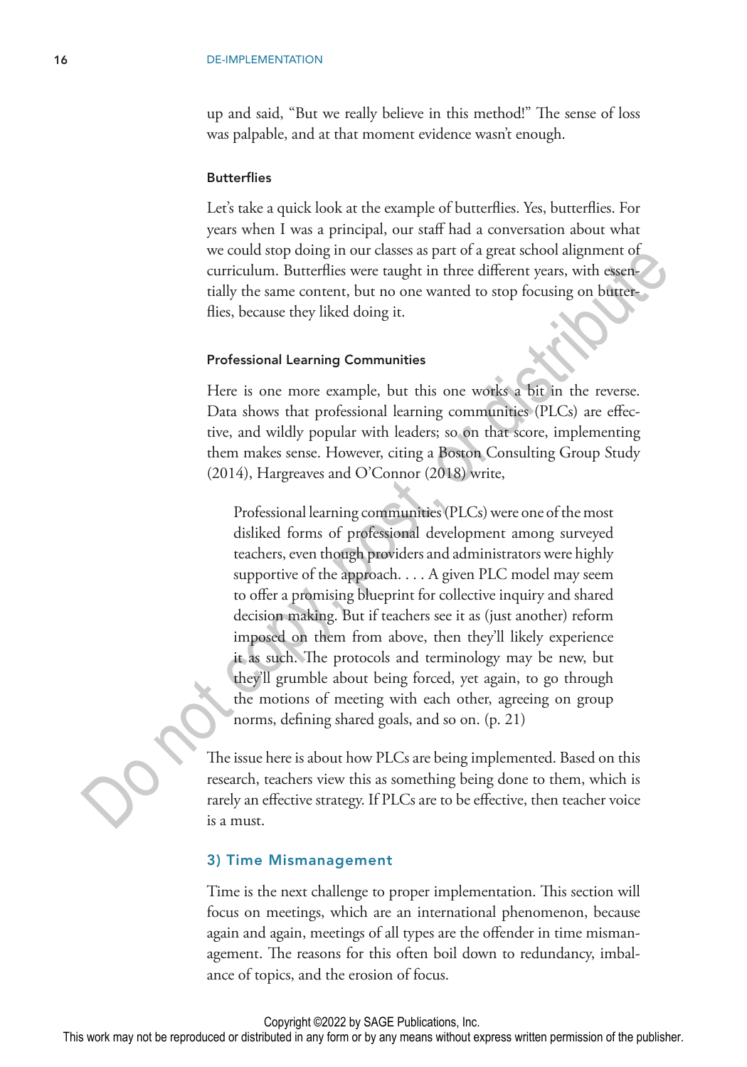up and said, "But we really believe in this method!" The sense of loss was palpable, and at that moment evidence wasn't enough.

#### Butterflies

Let's take a quick look at the example of butterflies. Yes, butterflies. For years when I was a principal, our staff had a conversation about what we could stop doing in our classes as part of a great school alignment of curriculum. Butterflies were taught in three different years, with essentially the same content, but no one wanted to stop focusing on butterflies, because they liked doing it.

#### Professional Learning Communities

Here is one more example, but this one works a bit in the reverse. Data shows that professional learning communities (PLCs) are effective, and wildly popular with leaders; so on that score, implementing them makes sense. However, citing a Boston Consulting Group Study (2014), Hargreaves and O'Connor (2018) write,

> Professional learning communities (PLCs) were one of the most disliked forms of professional development among surveyed teachers, even though providers and administrators were highly supportive of the approach. . . . A given PLC model may seem to offer a promising blueprint for collective inquiry and shared decision making. But if teachers see it as (just another) reform imposed on them from above, then they'll likely experience it as such. The protocols and terminology may be new, but they'll grumble about being forced, yet again, to go through the motions of meeting with each other, agreeing on group norms, defining shared goals, and so on. (p. 21)

The issue here is about how PLCs are being implemented. Based on this research, teachers view this as something being done to them, which is rarely an effective strategy. If PLCs are to be effective, then teacher voice is a must.

### 3) Time Mismanagement

Time is the next challenge to proper implementation. This section will focus on meetings, which are an international phenomenon, because again and again, meetings of all types are the offender in time mismanagement. The reasons for this often boil down to redundancy, imbalance of topics, and the erosion of focus.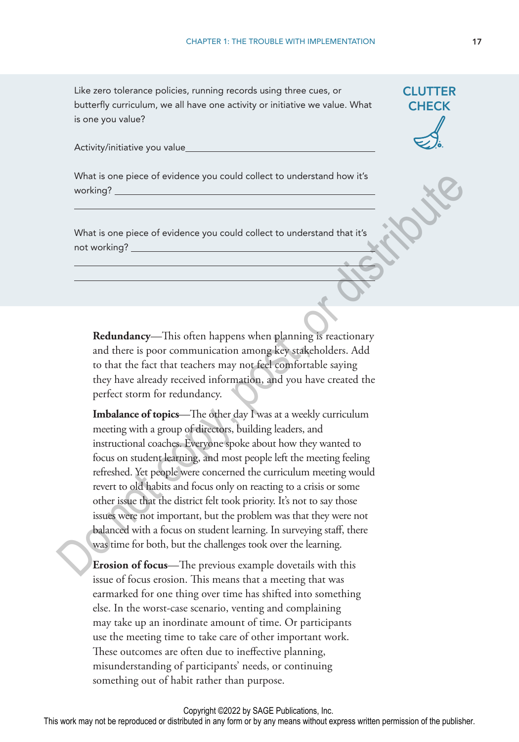**CLUTTER CHECK**

Like zero tolerance policies, running records using three cues, or butterfly curriculum, we all have one activity or initiative we value. What is one you value?

Activity/initiative you value\_\_\_\_\_\_\_\_\_\_\_\_\_\_\_\_\_\_\_\_\_\_\_\_\_\_\_\_\_\_\_\_\_\_\_\_\_\_\_\_

What is one piece of evidence you could collect to understand how it's working? \_\_\_\_\_\_\_\_\_\_\_\_\_\_\_\_\_\_\_\_\_\_\_\_\_\_\_\_\_\_\_\_\_\_\_\_\_\_\_\_\_\_\_\_\_\_\_\_\_\_\_\_\_\_\_\_\_\_\_\_\_\_\_\_\_\_\_\_\_\_\_\_\_\_\_\_\_\_\_\_

What is one piece of evidence you could collect to understand that it's not working? \_\_\_\_\_\_\_\_\_\_\_\_\_\_\_\_\_\_\_\_\_\_\_\_\_\_\_\_\_\_\_\_\_\_\_\_\_\_\_\_\_\_\_\_\_\_\_\_\_\_\_\_\_\_\_\_\_\_\_\_\_\_\_\_\_\_\_\_\_\_\_\_\_\_\_\_\_\_\_\_\_\_\_\_\_\_\_\_\_\_\_\_\_\_\_\_\_\_

**Redundancy**—This often happens when planning is reactionary and there is poor communication among key stakeholders. Add to that the fact that teachers may not feel comfortable saying they have already received information, and you have created the perfect storm for redundancy.

**Imbalance of topics**—The other day I was at a weekly curriculum meeting with a group of directors, building leaders, and instructional coaches. Everyone spoke about how they wanted to focus on student learning, and most people left the meeting feeling refreshed. Yet people were concerned the curriculum meeting would revert to old habits and focus only on reacting to a crisis or some other issue that the district felt took priority. It's not to say those issues were not important, but the problem was that they were not balanced with a focus on student learning. In surveying staff, there was time for both, but the challenges took over the learning.

**Erosion of focus**—The previous example dovetails with this issue of focus erosion. This means that a meeting that was earmarked for one thing over time has shifted into something else. In the worst-case scenario, venting and complaining may take up an inordinate amount of time. Or participants use the meeting time to take care of other important work. These outcomes are often due to ineffective planning, misunderstanding of participants' needs, or continuing something out of habit rather than purpose.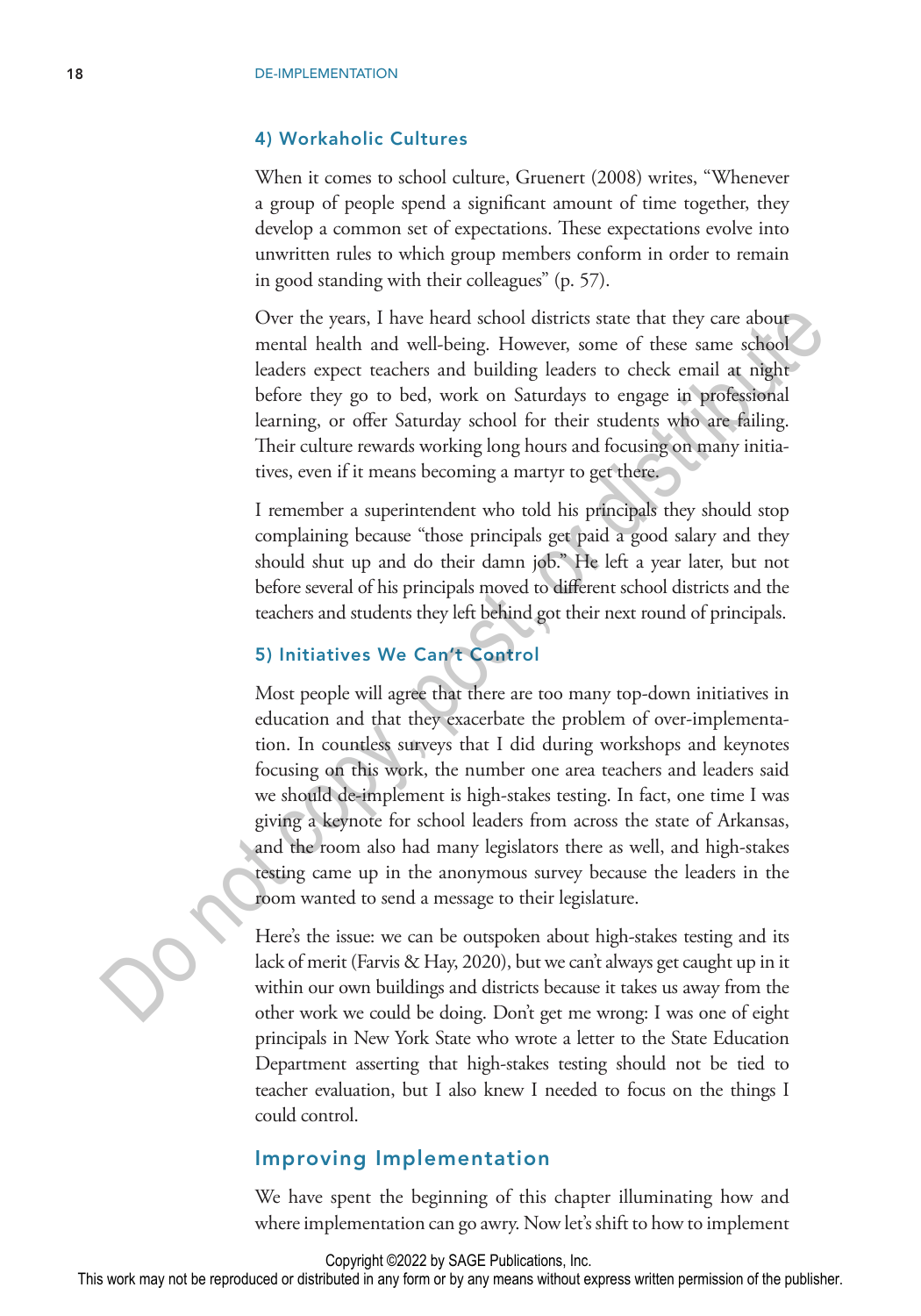### 4) Workaholic Cultures

When it comes to school culture, Gruenert (2008) writes, "Whenever a group of people spend a significant amount of time together, they develop a common set of expectations. These expectations evolve into unwritten rules to which group members conform in order to remain in good standing with their colleagues" (p. 57).

Over the years, I have heard school districts state that they care about mental health and well-being. However, some of these same school leaders expect teachers and building leaders to check email at night before they go to bed, work on Saturdays to engage in professional learning, or offer Saturday school for their students who are failing. Their culture rewards working long hours and focusing on many initiatives, even if it means becoming a martyr to get there.

I remember a superintendent who told his principals they should stop complaining because "those principals get paid a good salary and they should shut up and do their damn job." He left a year later, but not before several of his principals moved to different school districts and the teachers and students they left behind got their next round of principals.

### 5) Initiatives We Can't Control

Most people will agree that there are too many top-down initiatives in education and that they exacerbate the problem of over-implementation. In countless surveys that I did during workshops and keynotes focusing on this work, the number one area teachers and leaders said we should de-implement is high-stakes testing. In fact, one time I was giving a keynote for school leaders from across the state of Arkansas, and the room also had many legislators there as well, and high-stakes testing came up in the anonymous survey because the leaders in the room wanted to send a message to their legislature.

Here's the issue: we can be outspoken about high-stakes testing and its lack of merit (Farvis & Hay, 2020), but we can't always get caught up in it within our own buildings and districts because it takes us away from the other work we could be doing. Don't get me wrong: I was one of eight principals in New York State who wrote a letter to the State Education Department asserting that high-stakes testing should not be tied to teacher evaluation, but I also knew I needed to focus on the things I could control.

## Improving Implementation

We have spent the beginning of this chapter illuminating how and where implementation can go awry. Now let's shift to how to implement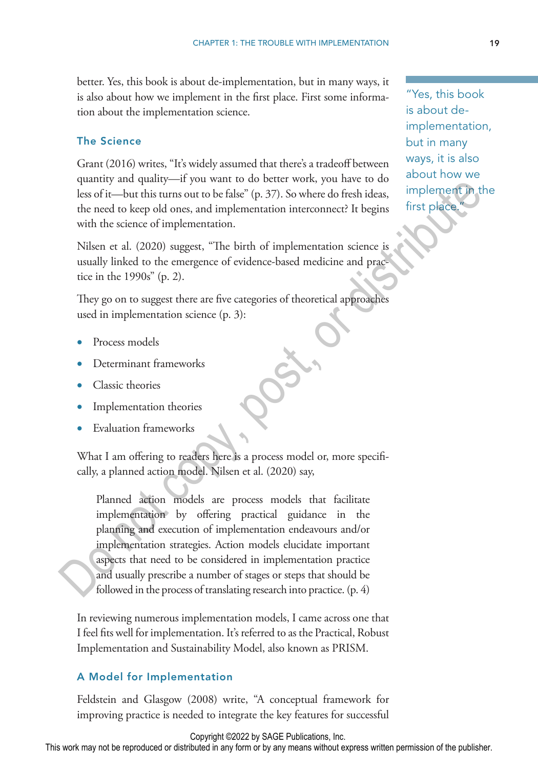better. Yes, this book is about de-implementation, but in many ways, it is also about how we implement in the first place. First some information about the implementation science.

> "Yes, this book is about de-implementation, but in many ways, it is also about how we implement in the first place."

### The Science

Grant (2016) writes, "It's widely assumed that there's a tradeoff between quantity and quality—if you want to do better work, you have to do less of it—but this turns out to be false" (p. 37). So where do fresh ideas, the need to keep old ones, and implementation interconnect? It begins with the science of implementation.

Nilsen et al. (2020) suggest, "The birth of implementation science is usually linked to the emergence of evidence-based medicine and practice in the 1990s" (p. 2).

They go on to suggest there are five categories of theoretical approaches used in implementation science (p. 3):

- Process models
- Determinant frameworks
- Classic theories
- Implementation theories
- Evaluation frameworks

What I am offering to readers here is a process model or, more specifically, a planned action model. Nilsen et al. (2020) say,

> Planned action models are process models that facilitate implementation by offering practical guidance in the planning and execution of implementation endeavours and/or implementation strategies. Action models elucidate important aspects that need to be considered in implementation practice and usually prescribe a number of stages or steps that should be followed in the process of translating research into practice. (p. 4)

In reviewing numerous implementation models, I came across one that I feel fits well for implementation. It's referred to as the Practical, Robust Implementation and Sustainability Model, also known as PRISM.

### A Model for Implementation

Feldstein and Glasgow (2008) write, "A conceptual framework for improving practice is needed to integrate the key features for successful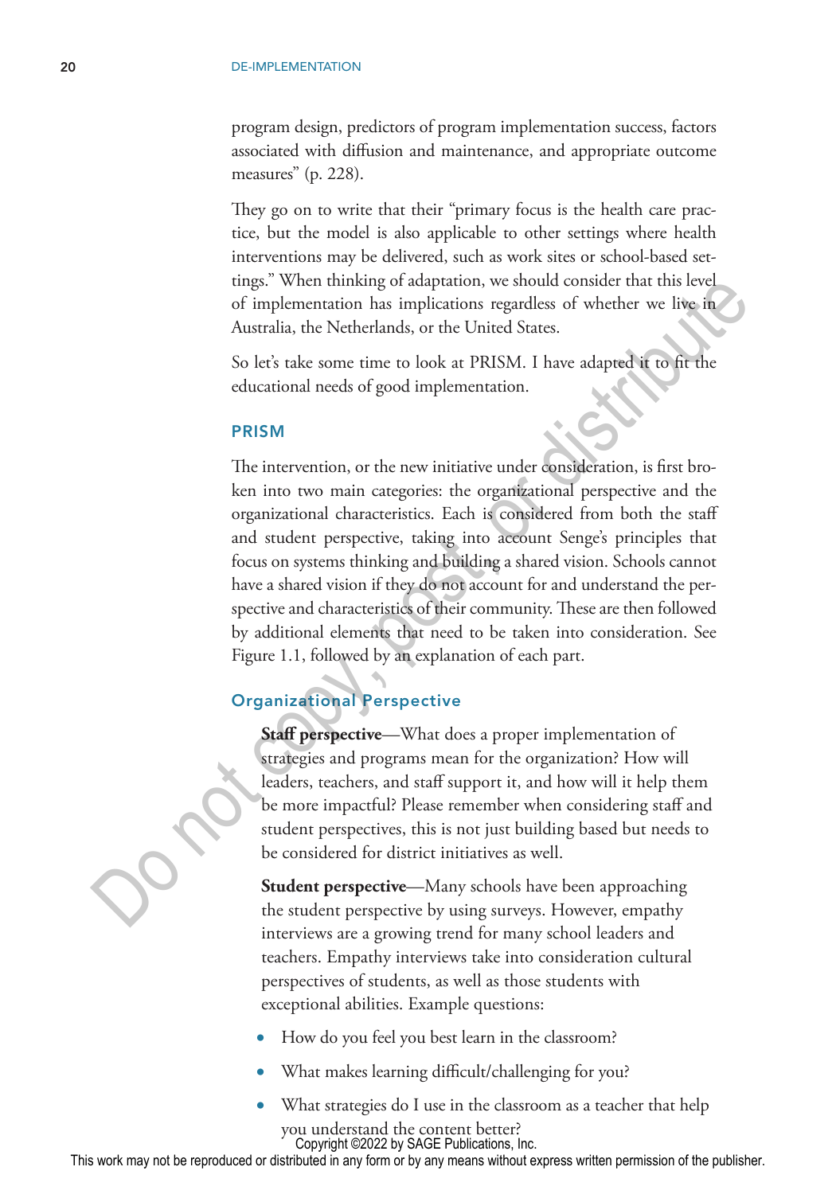program design, predictors of program implementation success, factors associated with diffusion and maintenance, and appropriate outcome measures" (p. 228).

They go on to write that their "primary focus is the health care practice, but the model is also applicable to other settings where health interventions may be delivered, such as work sites or school-based settings." When thinking of adaptation, we should consider that this level of implementation has implications regardless of whether we live in Australia, the Netherlands, or the United States.

So let's take some time to look at PRISM. I have adapted it to fit the educational needs of good implementation.

## PRISM

The intervention, or the new initiative under consideration, is first broken into two main categories: the organizational perspective and the organizational characteristics. Each is considered from both the staff and student perspective, taking into account Senge's principles that focus on systems thinking and building a shared vision. Schools cannot have a shared vision if they do not account for and understand the perspective and characteristics of their community. These are then followed by additional elements that need to be taken into consideration. See Figure 1.1, followed by an explanation of each part.

### Organizational Perspective

**Staff perspective**—What does a proper implementation of strategies and programs mean for the organization? How will leaders, teachers, and staff support it, and how will it help them be more impactful? Please remember when considering staff and student perspectives, this is not just building based but needs to be considered for district initiatives as well.

**Student perspective**—Many schools have been approaching the student perspective by using surveys. However, empathy interviews are a growing trend for many school leaders and teachers. Empathy interviews take into consideration cultural perspectives of students, as well as those students with exceptional abilities. Example questions:

- How do you feel you best learn in the classroom?
- What makes learning difficult/challenging for you?
- What strategies do I use in the classroom as a teacher that help you understand the content better?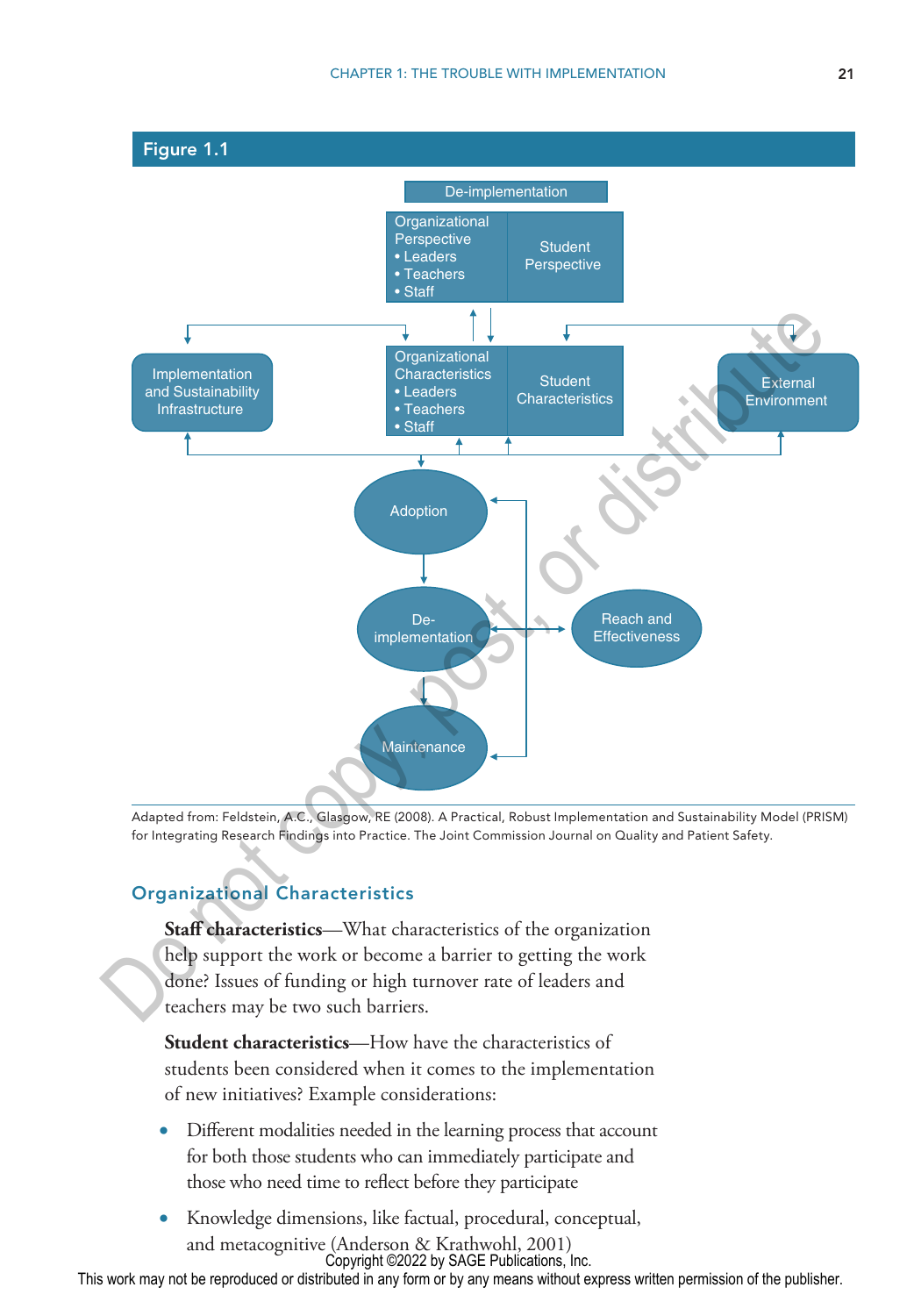## Figure 1.1

Adapted from: Feldstein, A.C., Glasgow, RE (2008). A Practical, Robust Implementation and Sustainability Model (PRISM) for Integrating Research Findings into Practice. The Joint Commission Journal on Quality and Patient Safety.

### Organizational Characteristics

**Staff characteristics**—What characteristics of the organization help support the work or become a barrier to getting the work done? Issues of funding or high turnover rate of leaders and teachers may be two such barriers.

**Student characteristics**—How have the characteristics of students been considered when it comes to the implementation of new initiatives? Example considerations:

- Different modalities needed in the learning process that account for both those students who can immediately participate and those who need time to reflect before they participate
- Knowledge dimensions, like factual, procedural, conceptual, and metacognitive (Anderson & Krathwohl, 2001)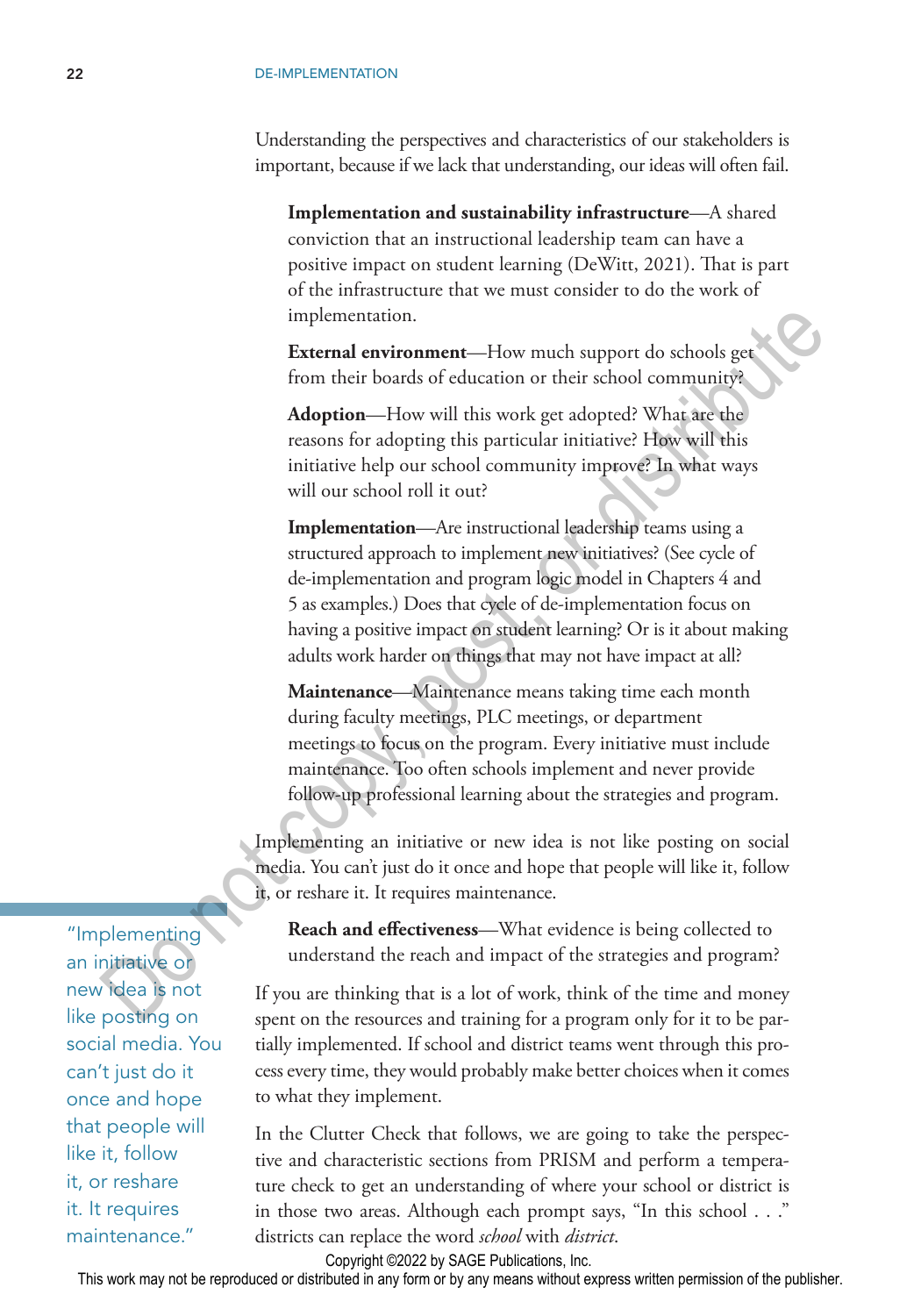Understanding the perspectives and characteristics of our stakeholders is important, because if we lack that understanding, our ideas will often fail.

> **Implementation and sustainability infrastructure**—A shared conviction that an instructional leadership team can have a positive impact on student learning (DeWitt, 2021). That is part of the infrastructure that we must consider to do the work of implementation.
>
> **External environment**—How much support do schools get from their boards of education or their school community?
>
> **Adoption**—How will this work get adopted? What are the reasons for adopting this particular initiative? How will this initiative help our school community improve? In what ways will our school roll it out?
>
> **Implementation**—Are instructional leadership teams using a structured approach to implement new initiatives? (See cycle of de-implementation and program logic model in Chapters 4 and 5 as examples.) Does that cycle of de-implementation focus on having a positive impact on student learning? Or is it about making adults work harder on things that may not have impact at all?
>
> **Maintenance**—Maintenance means taking time each month during faculty meetings, PLC meetings, or department meetings to focus on the program. Every initiative must include maintenance. Too often schools implement and never provide follow-up professional learning about the strategies and program.

Implementing an initiative or new idea is not like posting on social media. You can't just do it once and hope that people will like it, follow it, or reshare it. It requires maintenance.

> **Reach and effectiveness**—What evidence is being collected to understand the reach and impact of the strategies and program?

"Implementing an initiative or new idea is not like posting on social media. You can't just do it once and hope that people will like it, follow it, or reshare it. It requires maintenance."

If you are thinking that is a lot of work, think of the time and money spent on the resources and training for a program only for it to be partially implemented. If school and district teams went through this process every time, they would probably make better choices when it comes to what they implement.

In the Clutter Check that follows, we are going to take the perspective and characteristic sections from PRISM and perform a temperature check to get an understanding of where your school or district is in those two areas. Although each prompt says, "In this school . . ." districts can replace the word *school* with *district*.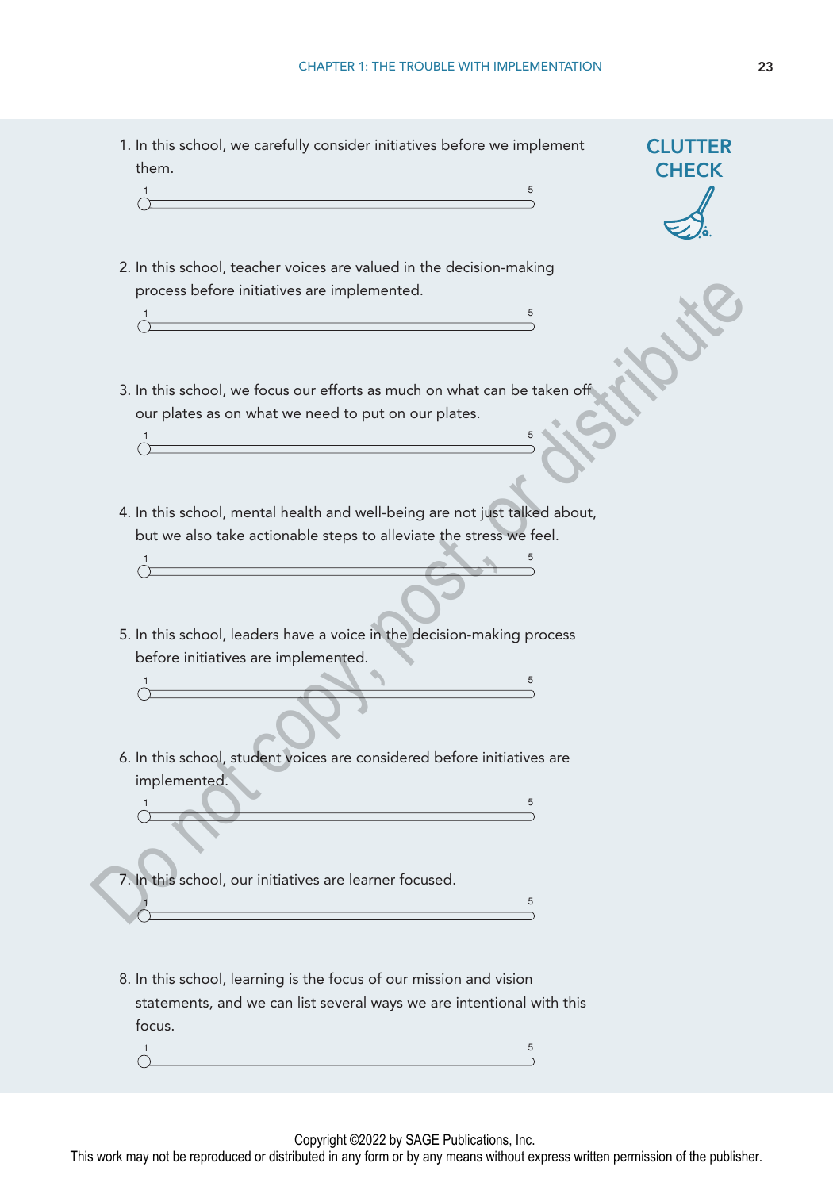**CLUTTER CHECK**

1. In this school, we carefully consider initiatives before we implement them.

   1 ——————————————————— 5

2. In this school, teacher voices are valued in the decision-making process before initiatives are implemented.

   1 ——————————————————— 5

3. In this school, we focus our efforts as much on what can be taken off our plates as on what we need to put on our plates.

   1 ——————————————————— 5

4. In this school, mental health and well-being are not just talked about, but we also take actionable steps to alleviate the stress we feel.

   1 ——————————————————— 5

5. In this school, leaders have a voice in the decision-making process before initiatives are implemented.

   1 ——————————————————— 5

6. In this school, student voices are considered before initiatives are implemented.

   1 ——————————————————— 5

7. In this school, our initiatives are learner focused.

   1 ——————————————————— 5

8. In this school, learning is the focus of our mission and vision statements, and we can list several ways we are intentional with this focus.

   1 ——————————————————— 5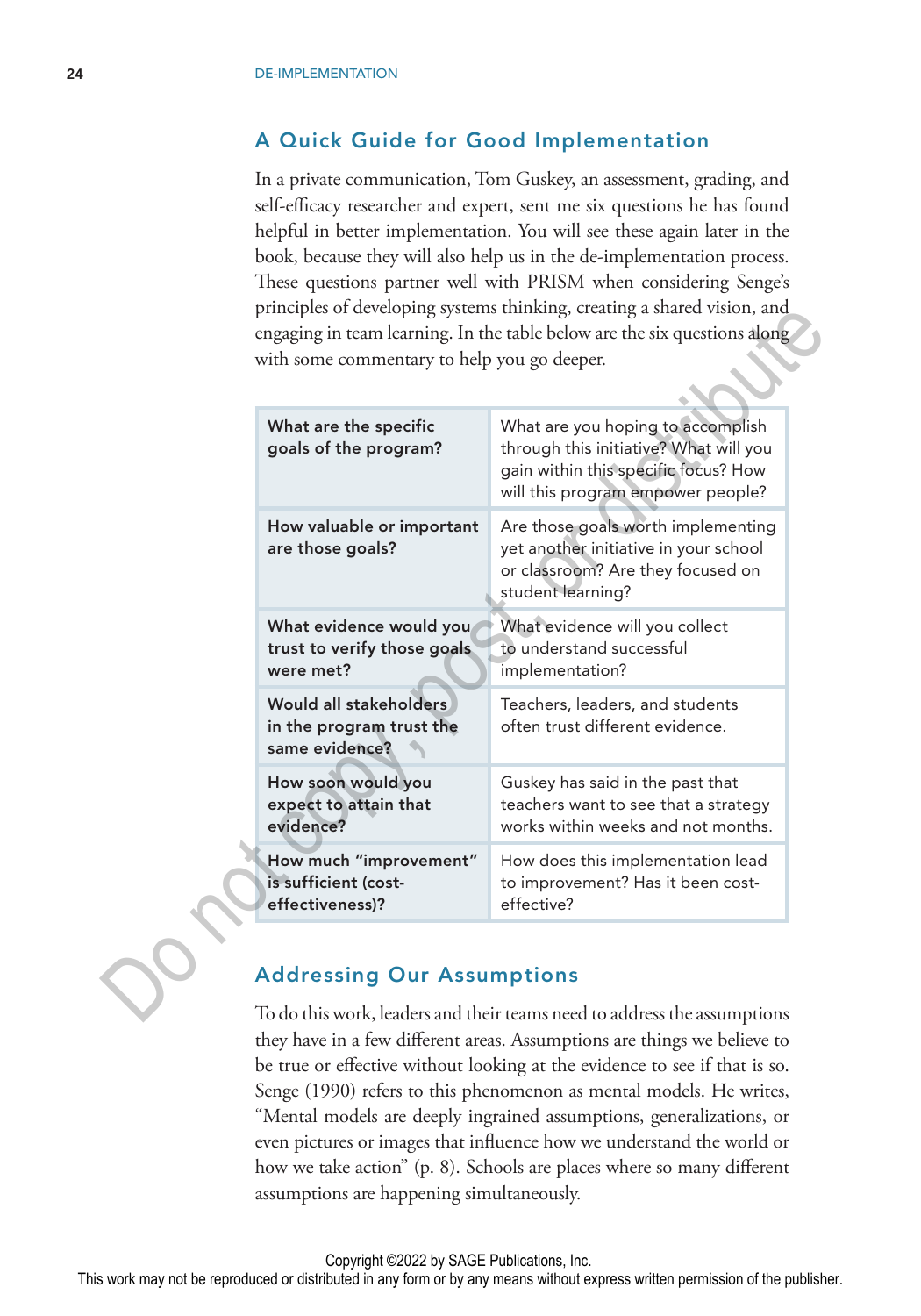## A Quick Guide for Good Implementation

In a private communication, Tom Guskey, an assessment, grading, and self-efficacy researcher and expert, sent me six questions he has found helpful in better implementation. You will see these again later in the book, because they will also help us in the de-implementation process. These questions partner well with PRISM when considering Senge's principles of developing systems thinking, creating a shared vision, and engaging in team learning. In the table below are the six questions along with some commentary to help you go deeper.

| | |
|---|---|
| **What are the specific goals of the program?** | What are you hoping to accomplish through this initiative? What will you gain within this specific focus? How will this program empower people? |
| **How valuable or important are those goals?** | Are those goals worth implementing yet another initiative in your school or classroom? Are they focused on student learning? |
| **What evidence would you trust to verify those goals were met?** | What evidence will you collect to understand successful implementation? |
| **Would all stakeholders in the program trust the same evidence?** | Teachers, leaders, and students often trust different evidence. |
| **How soon would you expect to attain that evidence?** | Guskey has said in the past that teachers want to see that a strategy works within weeks and not months. |
| **How much "improvement" is sufficient (cost-effectiveness)?** | How does this implementation lead to improvement? Has it been cost-effective? |

## Addressing Our Assumptions

To do this work, leaders and their teams need to address the assumptions they have in a few different areas. Assumptions are things we believe to be true or effective without looking at the evidence to see if that is so. Senge (1990) refers to this phenomenon as mental models. He writes, "Mental models are deeply ingrained assumptions, generalizations, or even pictures or images that influence how we understand the world or how we take action" (p. 8). Schools are places where so many different assumptions are happening simultaneously.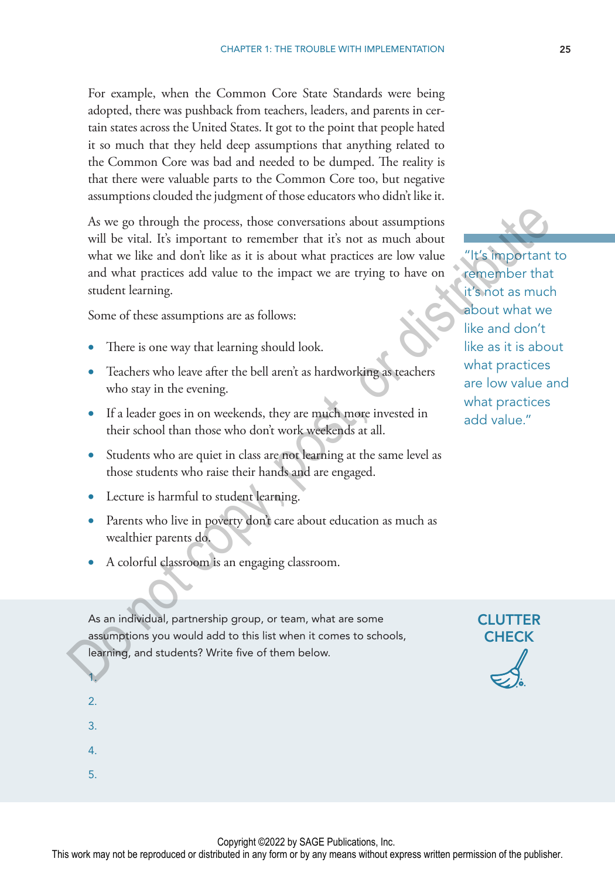For example, when the Common Core State Standards were being adopted, there was pushback from teachers, leaders, and parents in certain states across the United States. It got to the point that people hated it so much that they held deep assumptions that anything related to the Common Core was bad and needed to be dumped. The reality is that there were valuable parts to the Common Core too, but negative assumptions clouded the judgment of those educators who didn't like it.

As we go through the process, those conversations about assumptions will be vital. It's important to remember that it's not as much about what we like and don't like as it is about what practices are low value and what practices add value to the impact we are trying to have on student learning.

> "It's important to remember that it's not as much about what we like and don't like as it is about what practices are low value and what practices add value."

Some of these assumptions are as follows:

- There is one way that learning should look.
- Teachers who leave after the bell aren't as hardworking as teachers who stay in the evening.
- If a leader goes in on weekends, they are much more invested in their school than those who don't work weekends at all.
- Students who are quiet in class are not learning at the same level as those students who raise their hands and are engaged.
- Lecture is harmful to student learning.
- Parents who live in poverty don't care about education as much as wealthier parents do.
- A colorful classroom is an engaging classroom.

**CLUTTER CHECK**

As an individual, partnership group, or team, what are some assumptions you would add to this list when it comes to schools, learning, and students? Write five of them below.

1.
2.
3.
4.
5.

Copyright ©2022 by SAGE Publications, Inc.
This work may not be reproduced or distributed in any form or by any means without express written permission of the publisher.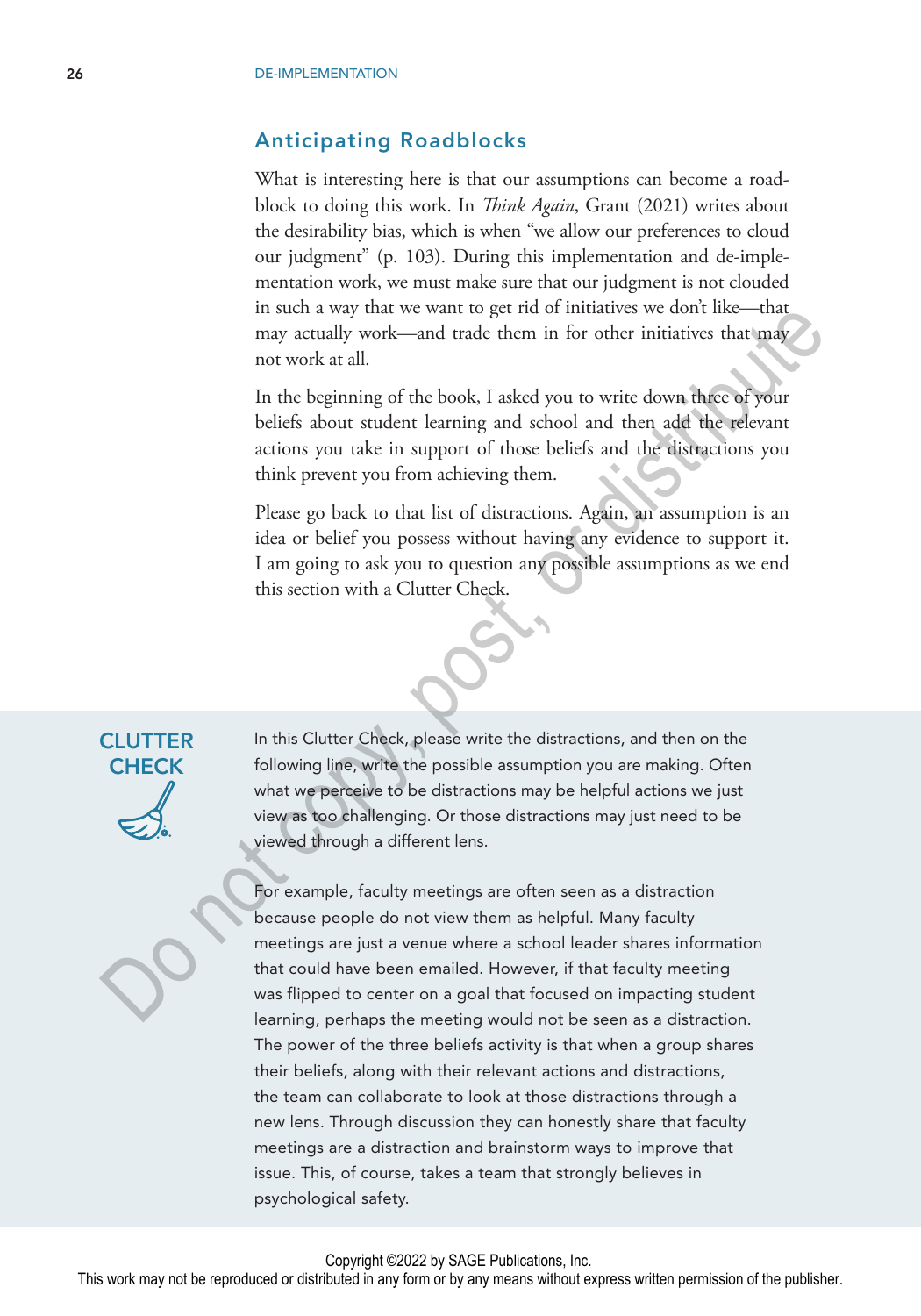## Anticipating Roadblocks

What is interesting here is that our assumptions can become a roadblock to doing this work. In *Think Again*, Grant (2021) writes about the desirability bias, which is when "we allow our preferences to cloud our judgment" (p. 103). During this implementation and de-implementation work, we must make sure that our judgment is not clouded in such a way that we want to get rid of initiatives we don't like—that may actually work—and trade them in for other initiatives that may not work at all.

In the beginning of the book, I asked you to write down three of your beliefs about student learning and school and then add the relevant actions you take in support of those beliefs and the distractions you think prevent you from achieving them.

Please go back to that list of distractions. Again, an assumption is an idea or belief you possess without having any evidence to support it. I am going to ask you to question any possible assumptions as we end this section with a Clutter Check.

### CLUTTER CHECK

In this Clutter Check, please write the distractions, and then on the following line, write the possible assumption you are making. Often what we perceive to be distractions may be helpful actions we just view as too challenging. Or those distractions may just need to be viewed through a different lens.

For example, faculty meetings are often seen as a distraction because people do not view them as helpful. Many faculty meetings are just a venue where a school leader shares information that could have been emailed. However, if that faculty meeting was flipped to center on a goal that focused on impacting student learning, perhaps the meeting would not be seen as a distraction. The power of the three beliefs activity is that when a group shares their beliefs, along with their relevant actions and distractions, the team can collaborate to look at those distractions through a new lens. Through discussion they can honestly share that faculty meetings are a distraction and brainstorm ways to improve that issue. This, of course, takes a team that strongly believes in psychological safety.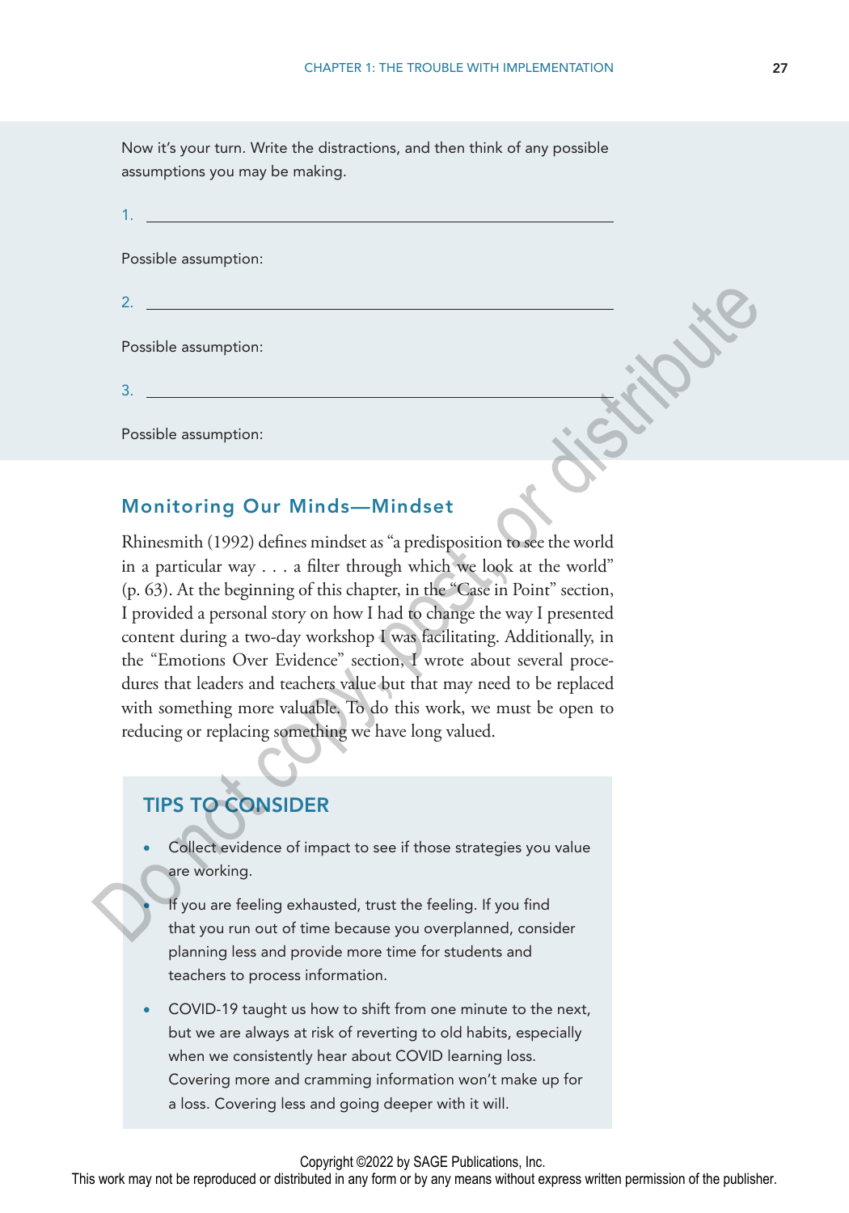Now it's your turn. Write the distractions, and then think of any possible assumptions you may be making.

1. \_\_\_\_\_\_\_\_\_\_\_\_\_\_\_\_\_\_\_\_\_\_\_\_\_\_\_\_\_\_\_\_\_\_\_\_\_\_\_\_\_\_

Possible assumption:

2. \_\_\_\_\_\_\_\_\_\_\_\_\_\_\_\_\_\_\_\_\_\_\_\_\_\_\_\_\_\_\_\_\_\_\_\_\_\_\_\_\_\_

Possible assumption:

3. \_\_\_\_\_\_\_\_\_\_\_\_\_\_\_\_\_\_\_\_\_\_\_\_\_\_\_\_\_\_\_\_\_\_\_\_\_\_\_\_\_\_

Possible assumption:

## Monitoring Our Minds—Mindset

Rhinesmith (1992) defines mindset as "a predisposition to see the world in a particular way . . . a filter through which we look at the world" (p. 63). At the beginning of this chapter, in the "Case in Point" section, I provided a personal story on how I had to change the way I presented content during a two-day workshop I was facilitating. Additionally, in the "Emotions Over Evidence" section, I wrote about several procedures that leaders and teachers value but that may need to be replaced with something more valuable. To do this work, we must be open to reducing or replacing something we have long valued.

### TIPS TO CONSIDER

- Collect evidence of impact to see if those strategies you value are working.
- If you are feeling exhausted, trust the feeling. If you find that you run out of time because you overplanned, consider planning less and provide more time for students and teachers to process information.
- COVID-19 taught us how to shift from one minute to the next, but we are always at risk of reverting to old habits, especially when we consistently hear about COVID learning loss. Covering more and cramming information won't make up for a loss. Covering less and going deeper with it will.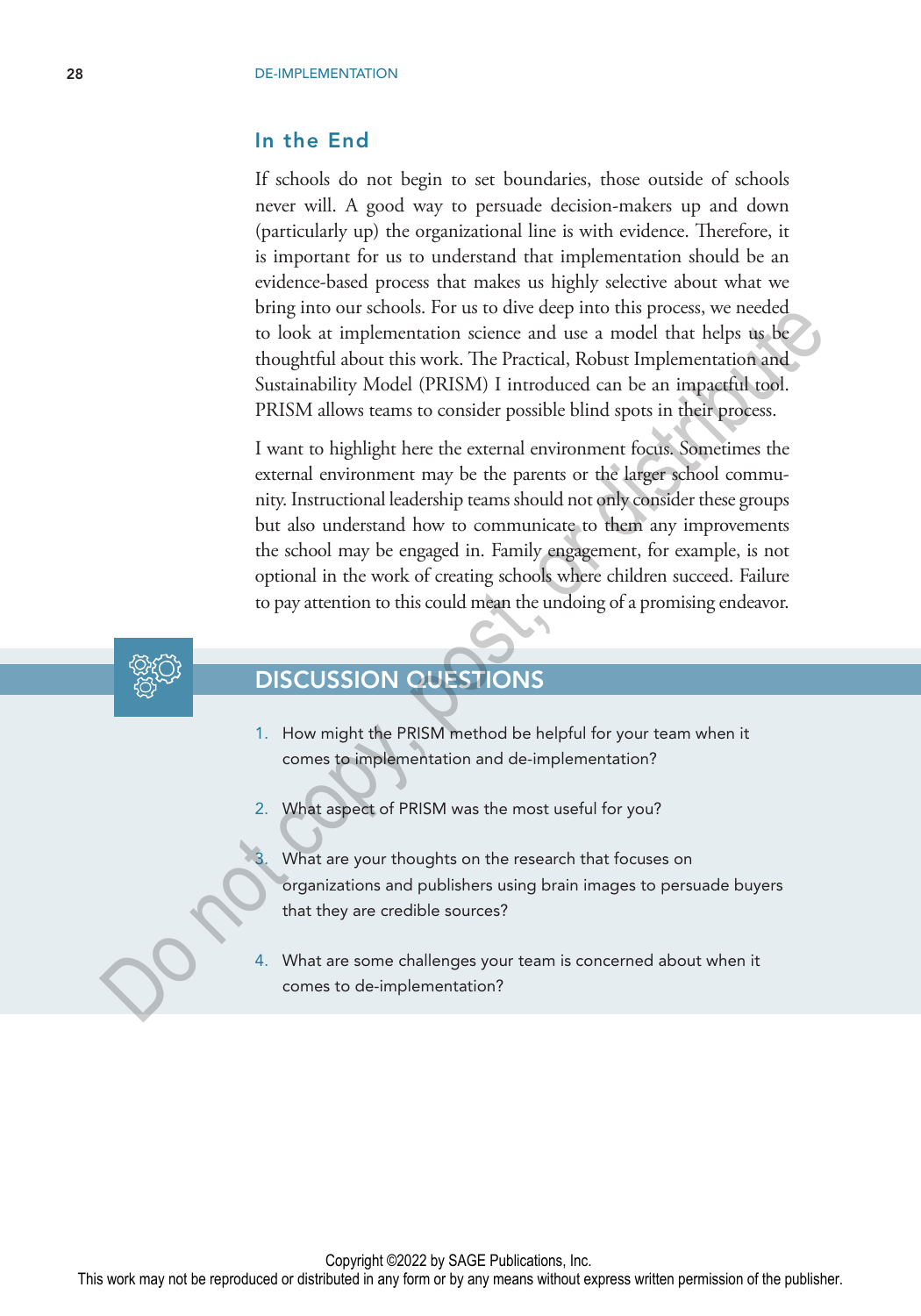## In the End

If schools do not begin to set boundaries, those outside of schools never will. A good way to persuade decision-makers up and down (particularly up) the organizational line is with evidence. Therefore, it is important for us to understand that implementation should be an evidence-based process that makes us highly selective about what we bring into our schools. For us to dive deep into this process, we needed to look at implementation science and use a model that helps us be thoughtful about this work. The Practical, Robust Implementation and Sustainability Model (PRISM) I introduced can be an impactful tool. PRISM allows teams to consider possible blind spots in their process.

I want to highlight here the external environment focus. Sometimes the external environment may be the parents or the larger school community. Instructional leadership teams should not only consider these groups but also understand how to communicate to them any improvements the school may be engaged in. Family engagement, for example, is not optional in the work of creating schools where children succeed. Failure to pay attention to this could mean the undoing of a promising endeavor.

## DISCUSSION QUESTIONS

1. How might the PRISM method be helpful for your team when it comes to implementation and de-implementation?
2. What aspect of PRISM was the most useful for you?
3. What are your thoughts on the research that focuses on organizations and publishers using brain images to persuade buyers that they are credible sources?
4. What are some challenges your team is concerned about when it comes to de-implementation?